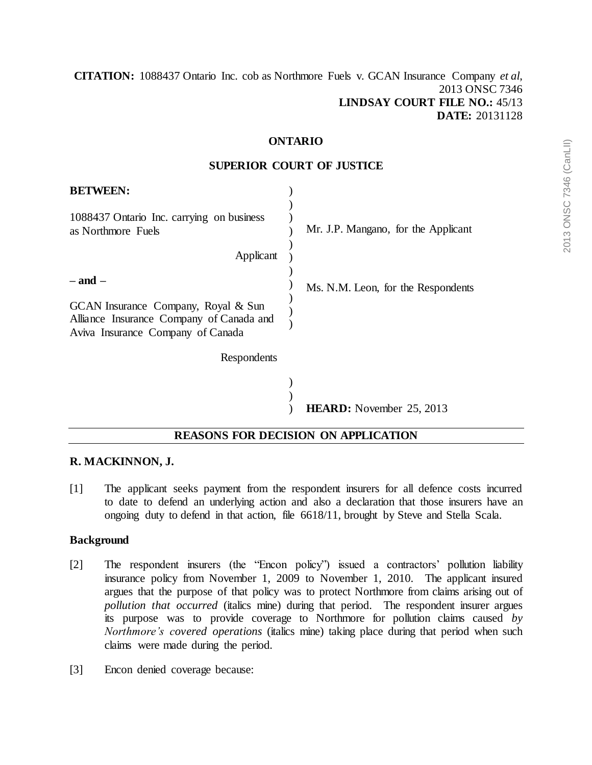**CITATION:** 1088437 Ontario Inc. cob as Northmore Fuels v. GCAN Insurance Company *et al*, 2013 ONSC 7346
**LINDSAY COURT FILE NO.:** 45/13
**DATE:** 20131128

**ONTARIO**

**SUPERIOR COURT OF JUSTICE**

| | |
|---|---|
| **BETWEEN:** | |
| 1088437 Ontario Inc. carrying on business as Northmore Fuels<br><br>Applicant | Mr. J.P. Mangano, for the Applicant |
| **– and –** | |
| GCAN Insurance Company, Royal & Sun Alliance Insurance Company of Canada and Aviva Insurance Company of Canada<br><br>Respondents | Ms. N.M. Leon, for the Respondents |
| | **HEARD:** November 25, 2013 |

**REASONS FOR DECISION ON APPLICATION**

**R. MACKINNON, J.**

[1] The applicant seeks payment from the respondent insurers for all defence costs incurred to date to defend an underlying action and also a declaration that those insurers have an ongoing duty to defend in that action, file 6618/11, brought by Steve and Stella Scala.

**Background**

[2] The respondent insurers (the "Encon policy") issued a contractors' pollution liability insurance policy from November 1, 2009 to November 1, 2010. The applicant insured argues that the purpose of that policy was to protect Northmore from claims arising out of *pollution that occurred* (italics mine) during that period. The respondent insurer argues its purpose was to provide coverage to Northmore for pollution claims caused *by Northmore's covered operations* (italics mine) taking place during that period when such claims were made during the period.

[3] Encon denied coverage because: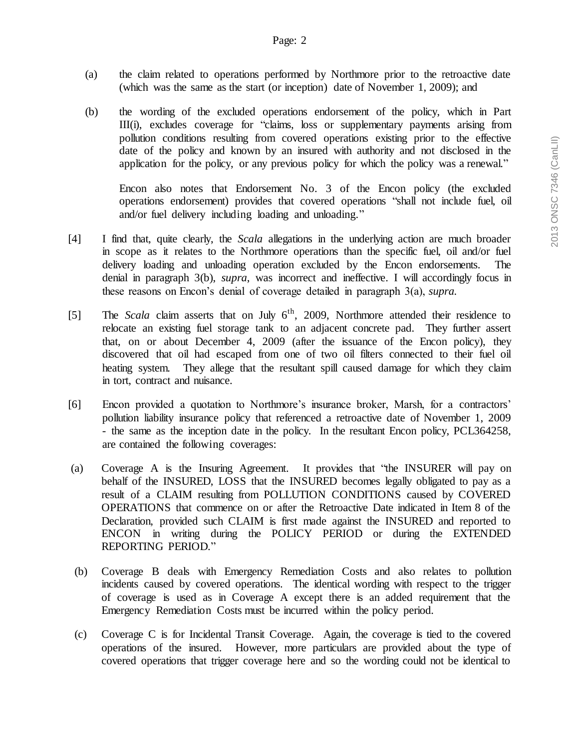(a) the claim related to operations performed by Northmore prior to the retroactive date (which was the same as the start (or inception) date of November 1, 2009); and

(b) the wording of the excluded operations endorsement of the policy, which in Part III(i), excludes coverage for "claims, loss or supplementary payments arising from pollution conditions resulting from covered operations existing prior to the effective date of the policy and known by an insured with authority and not disclosed in the application for the policy, or any previous policy for which the policy was a renewal."

Encon also notes that Endorsement No. 3 of the Encon policy (the excluded operations endorsement) provides that covered operations "shall not include fuel, oil and/or fuel delivery including loading and unloading."

[4] I find that, quite clearly, the *Scala* allegations in the underlying action are much broader in scope as it relates to the Northmore operations than the specific fuel, oil and/or fuel delivery loading and unloading operation excluded by the Encon endorsements. The denial in paragraph 3(b), *supra*, was incorrect and ineffective. I will accordingly focus in these reasons on Encon's denial of coverage detailed in paragraph 3(a), *supra*.

[5] The *Scala* claim asserts that on July 6th, 2009, Northmore attended their residence to relocate an existing fuel storage tank to an adjacent concrete pad. They further assert that, on or about December 4, 2009 (after the issuance of the Encon policy), they discovered that oil had escaped from one of two oil filters connected to their fuel oil heating system. They allege that the resultant spill caused damage for which they claim in tort, contract and nuisance.

[6] Encon provided a quotation to Northmore's insurance broker, Marsh, for a contractors' pollution liability insurance policy that referenced a retroactive date of November 1, 2009 - the same as the inception date in the policy. In the resultant Encon policy, PCL364258, are contained the following coverages:

(a) Coverage A is the Insuring Agreement. It provides that "the INSURER will pay on behalf of the INSURED, LOSS that the INSURED becomes legally obligated to pay as a result of a CLAIM resulting from POLLUTION CONDITIONS caused by COVERED OPERATIONS that commence on or after the Retroactive Date indicated in Item 8 of the Declaration, provided such CLAIM is first made against the INSURED and reported to ENCON in writing during the POLICY PERIOD or during the EXTENDED REPORTING PERIOD."

(b) Coverage B deals with Emergency Remediation Costs and also relates to pollution incidents caused by covered operations. The identical wording with respect to the trigger of coverage is used as in Coverage A except there is an added requirement that the Emergency Remediation Costs must be incurred within the policy period.

(c) Coverage C is for Incidental Transit Coverage. Again, the coverage is tied to the covered operations of the insured. However, more particulars are provided about the type of covered operations that trigger coverage here and so the wording could not be identical to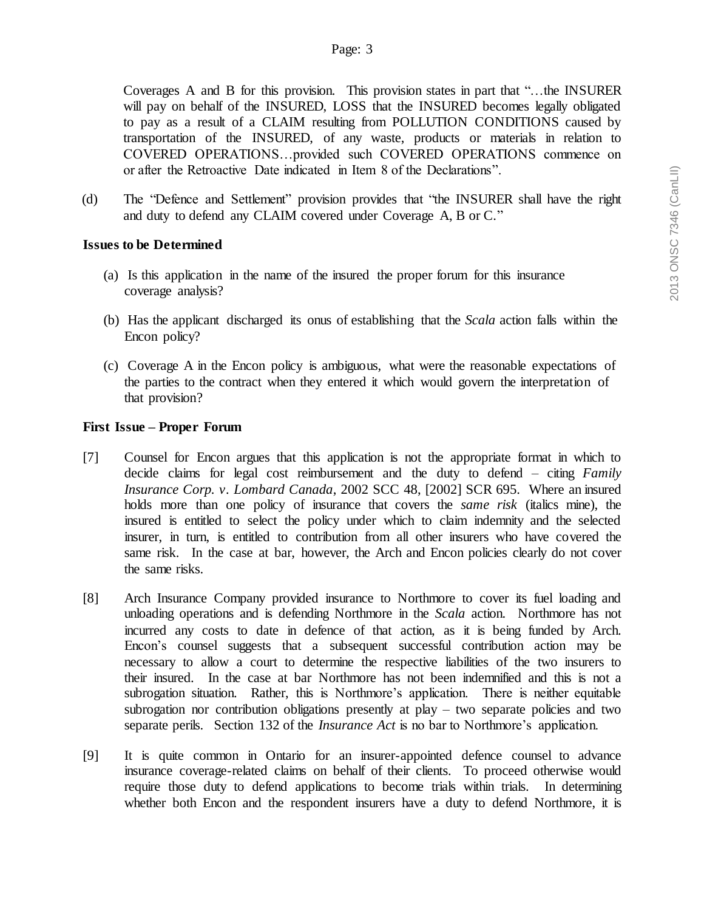Coverages A and B for this provision. This provision states in part that "…the INSURER will pay on behalf of the INSURED, LOSS that the INSURED becomes legally obligated to pay as a result of a CLAIM resulting from POLLUTION CONDITIONS caused by transportation of the INSURED, of any waste, products or materials in relation to COVERED OPERATIONS…provided such COVERED OPERATIONS commence on or after the Retroactive Date indicated in Item 8 of the Declarations".

(d) The "Defence and Settlement" provision provides that "the INSURER shall have the right and duty to defend any CLAIM covered under Coverage A, B or C."

**Issues to be Determined**

(a) Is this application in the name of the insured the proper forum for this insurance coverage analysis?

(b) Has the applicant discharged its onus of establishing that the *Scala* action falls within the Encon policy?

(c) Coverage A in the Encon policy is ambiguous, what were the reasonable expectations of the parties to the contract when they entered it which would govern the interpretation of that provision?

**First Issue – Proper Forum**

[7] Counsel for Encon argues that this application is not the appropriate format in which to decide claims for legal cost reimbursement and the duty to defend – citing *Family Insurance Corp. v. Lombard Canada*, 2002 SCC 48, [2002] SCR 695. Where an insured holds more than one policy of insurance that covers the *same risk* (italics mine), the insured is entitled to select the policy under which to claim indemnity and the selected insurer, in turn, is entitled to contribution from all other insurers who have covered the same risk. In the case at bar, however, the Arch and Encon policies clearly do not cover the same risks.

[8] Arch Insurance Company provided insurance to Northmore to cover its fuel loading and unloading operations and is defending Northmore in the *Scala* action. Northmore has not incurred any costs to date in defence of that action, as it is being funded by Arch. Encon's counsel suggests that a subsequent successful contribution action may be necessary to allow a court to determine the respective liabilities of the two insurers to their insured. In the case at bar Northmore has not been indemnified and this is not a subrogation situation. Rather, this is Northmore's application. There is neither equitable subrogation nor contribution obligations presently at play – two separate policies and two separate perils. Section 132 of the *Insurance Act* is no bar to Northmore's application.

[9] It is quite common in Ontario for an insurer-appointed defence counsel to advance insurance coverage-related claims on behalf of their clients. To proceed otherwise would require those duty to defend applications to become trials within trials. In determining whether both Encon and the respondent insurers have a duty to defend Northmore, it is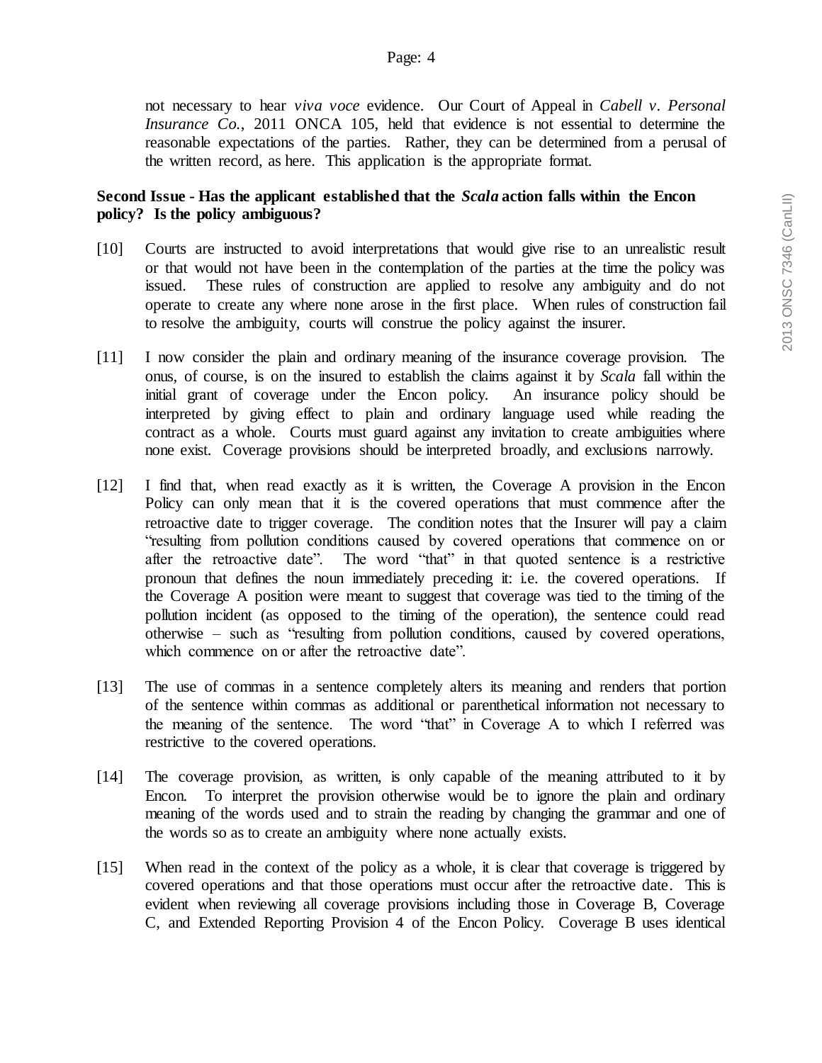not necessary to hear *viva voce* evidence. Our Court of Appeal in *Cabell v. Personal Insurance Co.*, 2011 ONCA 105, held that evidence is not essential to determine the reasonable expectations of the parties. Rather, they can be determined from a perusal of the written record, as here. This application is the appropriate format.

**Second Issue - Has the applicant established that the *Scala* action falls within the Encon policy? Is the policy ambiguous?**

[10] Courts are instructed to avoid interpretations that would give rise to an unrealistic result or that would not have been in the contemplation of the parties at the time the policy was issued. These rules of construction are applied to resolve any ambiguity and do not operate to create any where none arose in the first place. When rules of construction fail to resolve the ambiguity, courts will construe the policy against the insurer.

[11] I now consider the plain and ordinary meaning of the insurance coverage provision. The onus, of course, is on the insured to establish the claims against it by *Scala* fall within the initial grant of coverage under the Encon policy. An insurance policy should be interpreted by giving effect to plain and ordinary language used while reading the contract as a whole. Courts must guard against any invitation to create ambiguities where none exist. Coverage provisions should be interpreted broadly, and exclusions narrowly.

[12] I find that, when read exactly as it is written, the Coverage A provision in the Encon Policy can only mean that it is the covered operations that must commence after the retroactive date to trigger coverage. The condition notes that the Insurer will pay a claim "resulting from pollution conditions caused by covered operations that commence on or after the retroactive date". The word "that" in that quoted sentence is a restrictive pronoun that defines the noun immediately preceding it: i.e. the covered operations. If the Coverage A position were meant to suggest that coverage was tied to the timing of the pollution incident (as opposed to the timing of the operation), the sentence could read otherwise – such as "resulting from pollution conditions, caused by covered operations, which commence on or after the retroactive date".

[13] The use of commas in a sentence completely alters its meaning and renders that portion of the sentence within commas as additional or parenthetical information not necessary to the meaning of the sentence. The word "that" in Coverage A to which I referred was restrictive to the covered operations.

[14] The coverage provision, as written, is only capable of the meaning attributed to it by Encon. To interpret the provision otherwise would be to ignore the plain and ordinary meaning of the words used and to strain the reading by changing the grammar and one of the words so as to create an ambiguity where none actually exists.

[15] When read in the context of the policy as a whole, it is clear that coverage is triggered by covered operations and that those operations must occur after the retroactive date. This is evident when reviewing all coverage provisions including those in Coverage B, Coverage C, and Extended Reporting Provision 4 of the Encon Policy. Coverage B uses identical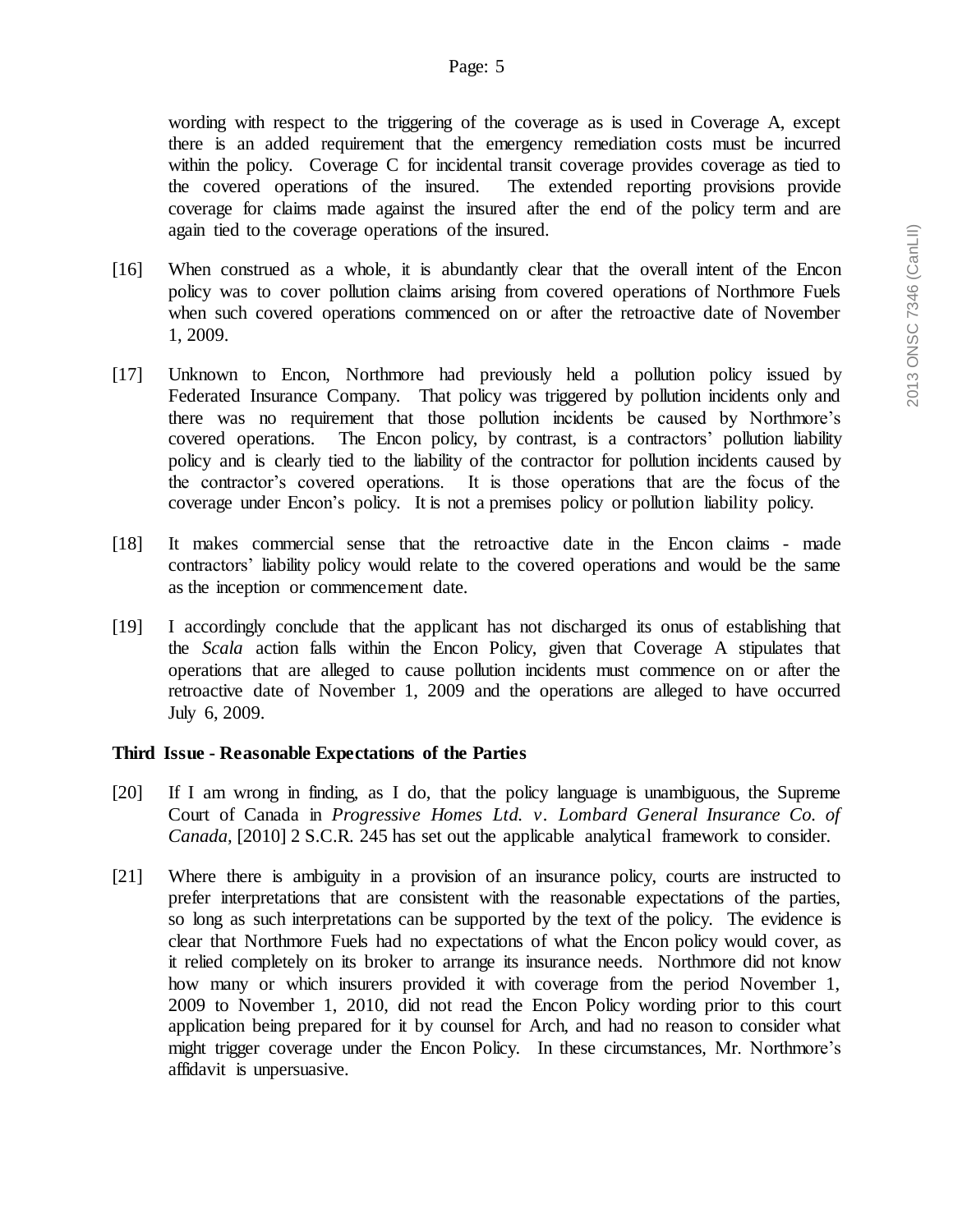wording with respect to the triggering of the coverage as is used in Coverage A, except there is an added requirement that the emergency remediation costs must be incurred within the policy. Coverage C for incidental transit coverage provides coverage as tied to the covered operations of the insured. The extended reporting provisions provide coverage for claims made against the insured after the end of the policy term and are again tied to the coverage operations of the insured.

[16] When construed as a whole, it is abundantly clear that the overall intent of the Encon policy was to cover pollution claims arising from covered operations of Northmore Fuels when such covered operations commenced on or after the retroactive date of November 1, 2009.

[17] Unknown to Encon, Northmore had previously held a pollution policy issued by Federated Insurance Company. That policy was triggered by pollution incidents only and there was no requirement that those pollution incidents be caused by Northmore's covered operations. The Encon policy, by contrast, is a contractors' pollution liability policy and is clearly tied to the liability of the contractor for pollution incidents caused by the contractor's covered operations. It is those operations that are the focus of the coverage under Encon's policy. It is not a premises policy or pollution liability policy.

[18] It makes commercial sense that the retroactive date in the Encon claims - made contractors' liability policy would relate to the covered operations and would be the same as the inception or commencement date.

[19] I accordingly conclude that the applicant has not discharged its onus of establishing that the *Scala* action falls within the Encon Policy, given that Coverage A stipulates that operations that are alleged to cause pollution incidents must commence on or after the retroactive date of November 1, 2009 and the operations are alleged to have occurred July 6, 2009.

**Third Issue - Reasonable Expectations of the Parties**

[20] If I am wrong in finding, as I do, that the policy language is unambiguous, the Supreme Court of Canada in *Progressive Homes Ltd. v. Lombard General Insurance Co. of Canada*, [2010] 2 S.C.R. 245 has set out the applicable analytical framework to consider.

[21] Where there is ambiguity in a provision of an insurance policy, courts are instructed to prefer interpretations that are consistent with the reasonable expectations of the parties, so long as such interpretations can be supported by the text of the policy. The evidence is clear that Northmore Fuels had no expectations of what the Encon policy would cover, as it relied completely on its broker to arrange its insurance needs. Northmore did not know how many or which insurers provided it with coverage from the period November 1, 2009 to November 1, 2010, did not read the Encon Policy wording prior to this court application being prepared for it by counsel for Arch, and had no reason to consider what might trigger coverage under the Encon Policy. In these circumstances, Mr. Northmore's affidavit is unpersuasive.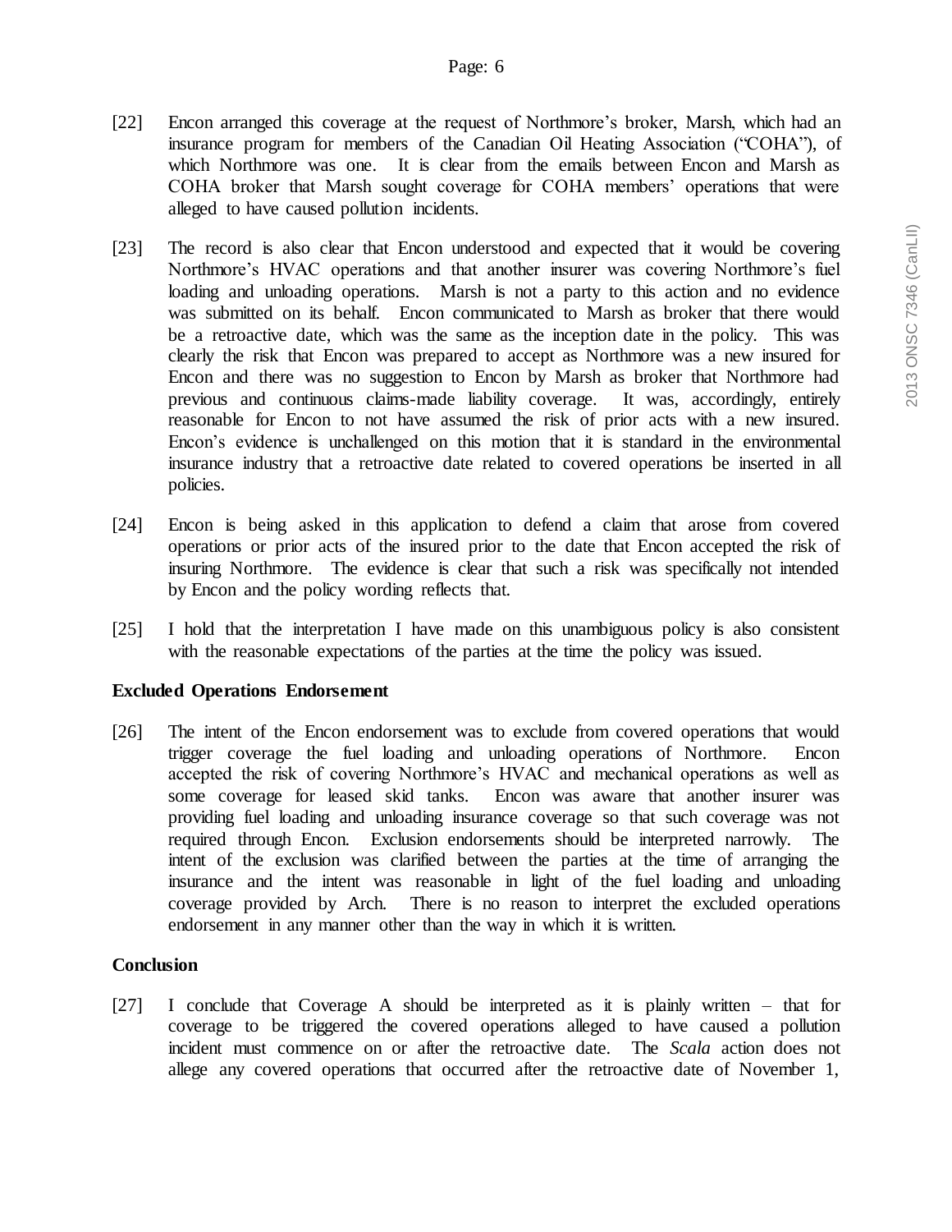[22] Encon arranged this coverage at the request of Northmore's broker, Marsh, which had an insurance program for members of the Canadian Oil Heating Association ("COHA"), of which Northmore was one. It is clear from the emails between Encon and Marsh as COHA broker that Marsh sought coverage for COHA members' operations that were alleged to have caused pollution incidents.

[23] The record is also clear that Encon understood and expected that it would be covering Northmore's HVAC operations and that another insurer was covering Northmore's fuel loading and unloading operations. Marsh is not a party to this action and no evidence was submitted on its behalf. Encon communicated to Marsh as broker that there would be a retroactive date, which was the same as the inception date in the policy. This was clearly the risk that Encon was prepared to accept as Northmore was a new insured for Encon and there was no suggestion to Encon by Marsh as broker that Northmore had previous and continuous claims-made liability coverage. It was, accordingly, entirely reasonable for Encon to not have assumed the risk of prior acts with a new insured. Encon's evidence is unchallenged on this motion that it is standard in the environmental insurance industry that a retroactive date related to covered operations be inserted in all policies.

[24] Encon is being asked in this application to defend a claim that arose from covered operations or prior acts of the insured prior to the date that Encon accepted the risk of insuring Northmore. The evidence is clear that such a risk was specifically not intended by Encon and the policy wording reflects that.

[25] I hold that the interpretation I have made on this unambiguous policy is also consistent with the reasonable expectations of the parties at the time the policy was issued.

**Excluded Operations Endorsement**

[26] The intent of the Encon endorsement was to exclude from covered operations that would trigger coverage the fuel loading and unloading operations of Northmore. Encon accepted the risk of covering Northmore's HVAC and mechanical operations as well as some coverage for leased skid tanks. Encon was aware that another insurer was providing fuel loading and unloading insurance coverage so that such coverage was not required through Encon. Exclusion endorsements should be interpreted narrowly. The intent of the exclusion was clarified between the parties at the time of arranging the insurance and the intent was reasonable in light of the fuel loading and unloading coverage provided by Arch. There is no reason to interpret the excluded operations endorsement in any manner other than the way in which it is written.

**Conclusion**

[27] I conclude that Coverage A should be interpreted as it is plainly written – that for coverage to be triggered the covered operations alleged to have caused a pollution incident must commence on or after the retroactive date. The *Scala* action does not allege any covered operations that occurred after the retroactive date of November 1,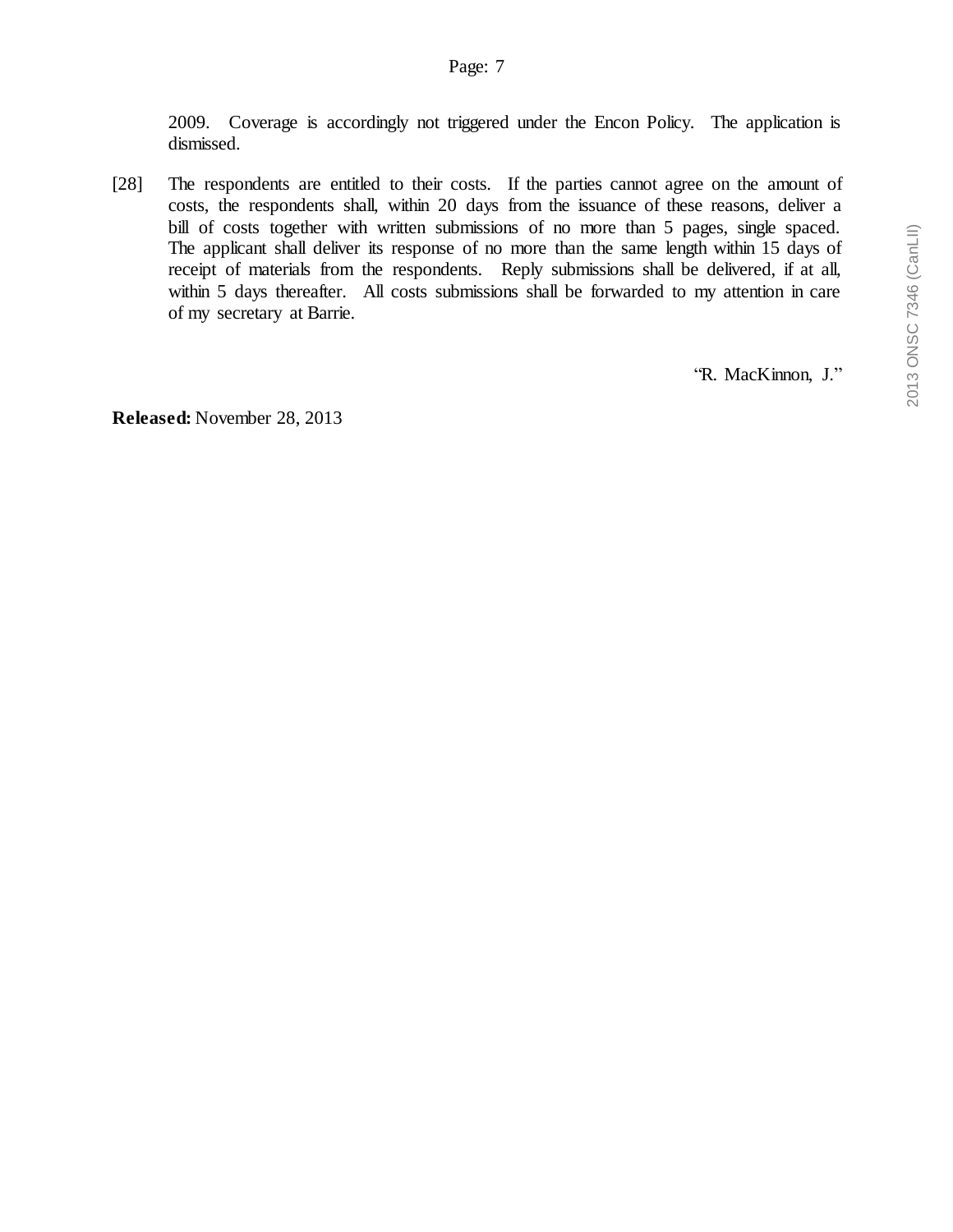2009. Coverage is accordingly not triggered under the Encon Policy. The application is dismissed.

[28] The respondents are entitled to their costs. If the parties cannot agree on the amount of costs, the respondents shall, within 20 days from the issuance of these reasons, deliver a bill of costs together with written submissions of no more than 5 pages, single spaced. The applicant shall deliver its response of no more than the same length within 15 days of receipt of materials from the respondents. Reply submissions shall be delivered, if at all, within 5 days thereafter. All costs submissions shall be forwarded to my attention in care of my secretary at Barrie.

"R. MacKinnon, J."

**Released:** November 28, 2013